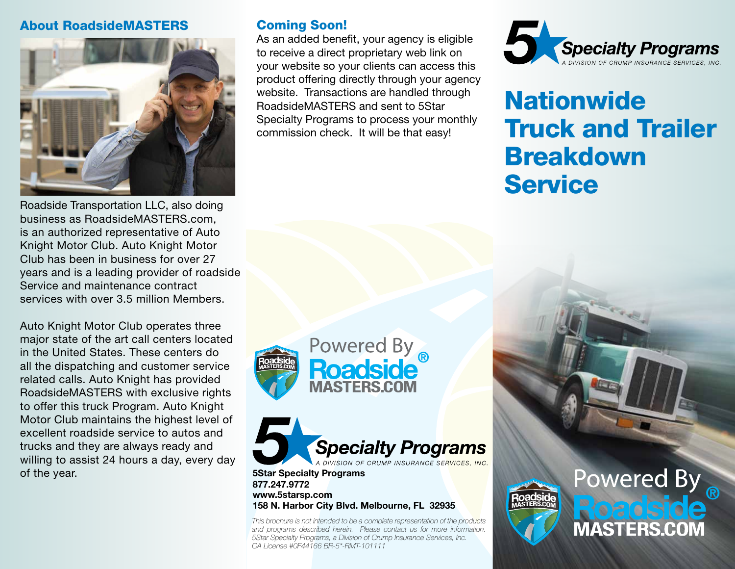## About RoadsideMASTERS

Roadside Transportation LLC, also doing business as RoadsideMASTERS.com, is an authorized representative of Auto Knight Motor Club. Auto Knight Motor Club has been in business for over 27 years and is a leading provider of roadside Service and maintenance contract services with over 3.5 million Members.

Auto Knight Motor Club operates three major state of the art call centers located in the United States. These centers do all the dispatching and customer service related calls. Auto Knight has provided RoadsideMASTERS with exclusive rights to offer this truck Program. Auto Knight Motor Club maintains the highest level of excellent roadside service to autos and trucks and they are always ready and willing to assist 24 hours a day, every day of the year.

## Coming Soon!

As an added benefit, your agency is eligible to receive a direct proprietary web link on your website so your clients can access this product offering directly through your agency website. Transactions are handled through RoadsideMASTERS and sent to 5Star Specialty Programs to process your monthly commission check. It will be that easy!

Powered By Roadside® MASTERS.COM

5 Specialty Programs
A DIVISION OF CRUMP INSURANCE SERVICES, INC.

**5Star Specialty Programs**
**877.247.9772**
**www.5starsp.com**
**158 N. Harbor City Blvd. Melbourne, FL 32935**

*This brochure is not intended to be a complete representation of the products and programs described herein. Please contact us for more information. 5Star Specialty Programs, a Division of Crump Insurance Services, Inc. CA License #0F44166 BR-5*-RMT-101111*

5 Specialty Programs
A DIVISION OF CRUMP INSURANCE SERVICES, INC.

# Nationwide Truck and Trailer Breakdown Service

Powered By Roadside® MASTERS.COM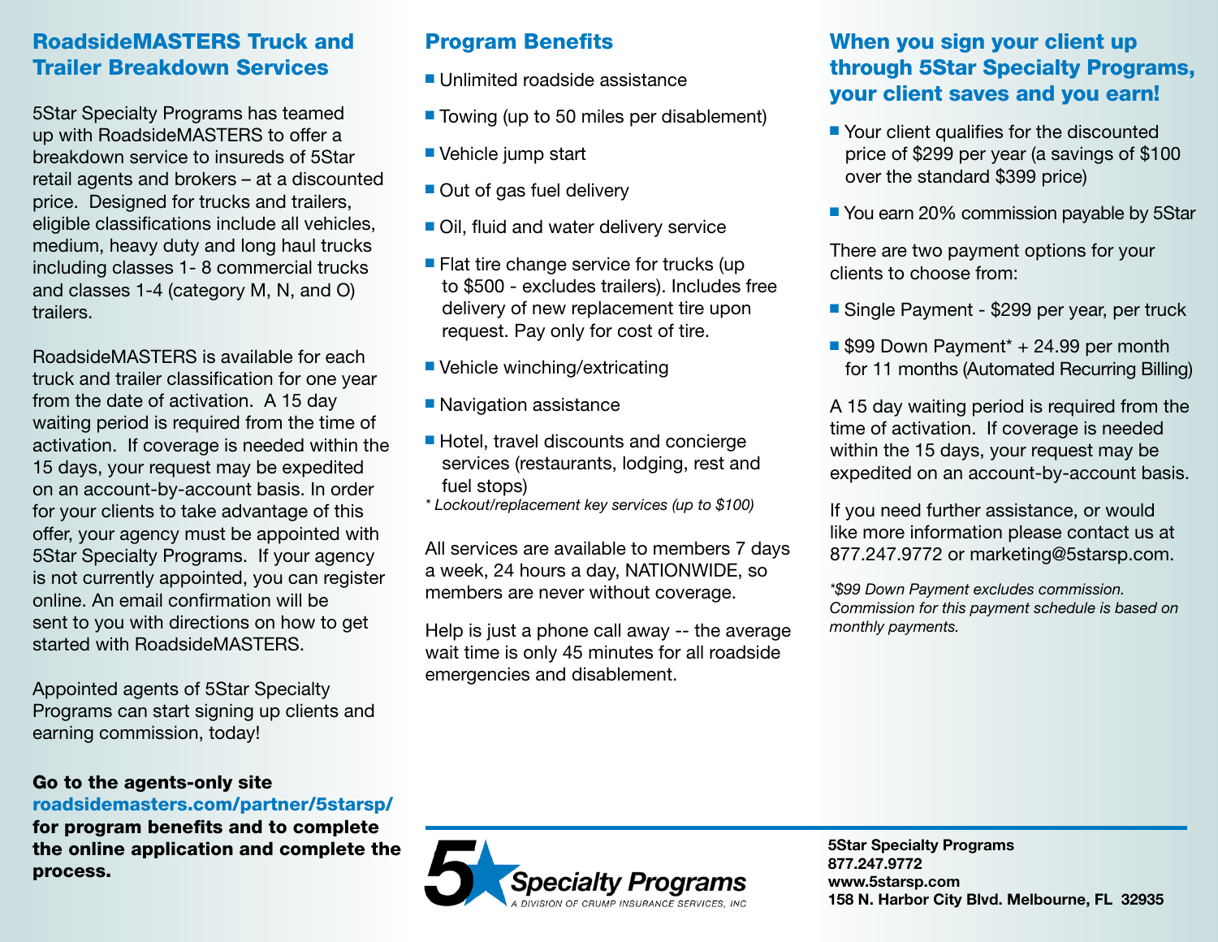## RoadsideMASTERS Truck and Trailer Breakdown Services

5Star Specialty Programs has teamed up with RoadsideMASTERS to offer a breakdown service to insureds of 5Star retail agents and brokers – at a discounted price. Designed for trucks and trailers, eligible classifications include all vehicles, medium, heavy duty and long haul trucks including classes 1- 8 commercial trucks and classes 1-4 (category M, N, and O) trailers.

RoadsideMASTERS is available for each truck and trailer classification for one year from the date of activation. A 15 day waiting period is required from the time of activation. If coverage is needed within the 15 days, your request may be expedited on an account-by-account basis. In order for your clients to take advantage of this offer, your agency must be appointed with 5Star Specialty Programs. If your agency is not currently appointed, you can register online. An email confirmation will be sent to you with directions on how to get started with RoadsideMASTERS.

Appointed agents of 5Star Specialty Programs can start signing up clients and earning commission, today!

**Go to the agents-only site roadsidemasters.com/partner/5starsp/ for program benefits and to complete the online application and complete the process.**

## Program Benefits

- Unlimited roadside assistance
- Towing (up to 50 miles per disablement)
- Vehicle jump start
- Out of gas fuel delivery
- Oil, fluid and water delivery service
- Flat tire change service for trucks (up to $500 - excludes trailers). Includes free delivery of new replacement tire upon request. Pay only for cost of tire.
- Vehicle winching/extricating
- Navigation assistance
- Hotel, travel discounts and concierge services (restaurants, lodging, rest and fuel stops)

*\* Lockout/replacement key services (up to $100)*

All services are available to members 7 days a week, 24 hours a day, NATIONWIDE, so members are never without coverage.

Help is just a phone call away -- the average wait time is only 45 minutes for all roadside emergencies and disablement.

## When you sign your client up through 5Star Specialty Programs, your client saves and you earn!

- Your client qualifies for the discounted price of $299 per year (a savings of $100 over the standard $399 price)
- You earn 20% commission payable by 5Star

There are two payment options for your clients to choose from:

- Single Payment - $299 per year, per truck
- $99 Down Payment* + 24.99 per month for 11 months (Automated Recurring Billing)

A 15 day waiting period is required from the time of activation. If coverage is needed within the 15 days, your request may be expedited on an account-by-account basis.

If you need further assistance, or would like more information please contact us at 877.247.9772 or marketing@5starsp.com.

*\*$99 Down Payment excludes commission. Commission for this payment schedule is based on monthly payments.*

5 Specialty Programs
A DIVISION OF CRUMP INSURANCE SERVICES, INC

**5Star Specialty Programs**
**877.247.9772**
**www.5starsp.com**
**158 N. Harbor City Blvd. Melbourne, FL 32935**